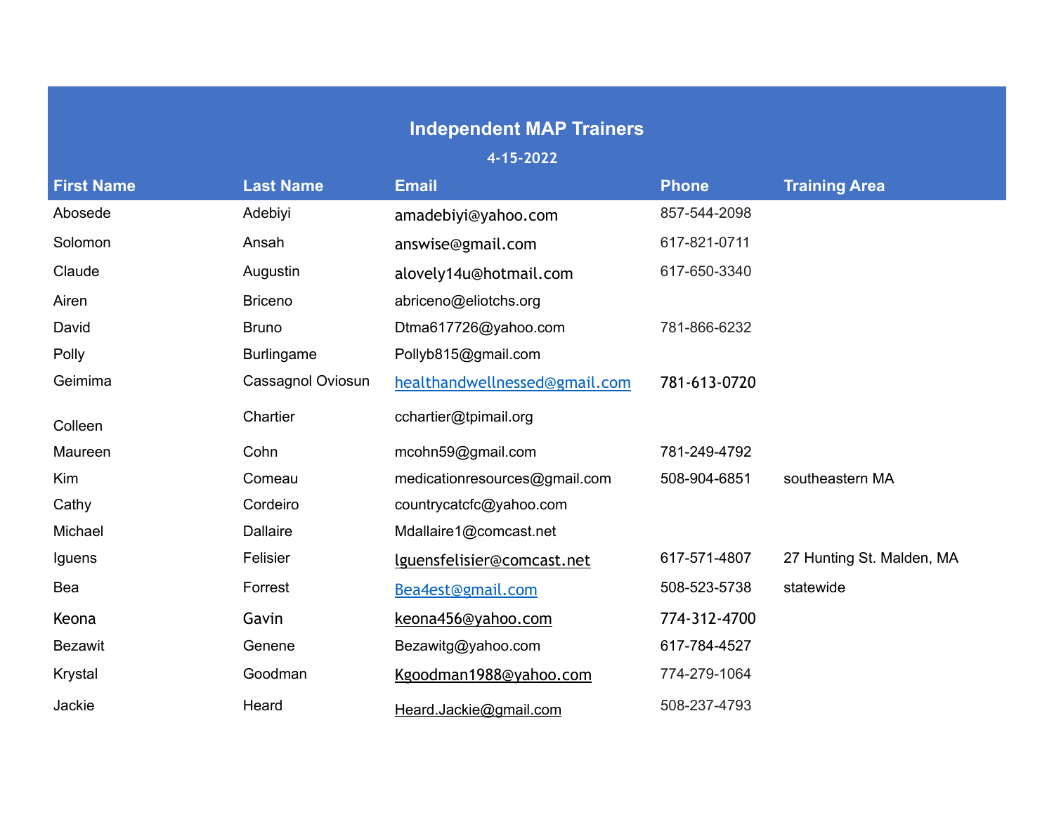# Independent MAP Trainers

4-15-2022

| First Name | Last Name | Email | Phone | Training Area |
|---|---|---|---|---|
| Abosede | Adebiyi | amadebiyi@yahoo.com | 857-544-2098 | |
| Solomon | Ansah | answise@gmail.com | 617-821-0711 | |
| Claude | Augustin | alovely14u@hotmail.com | 617-650-3340 | |
| Airen | Briceno | abriceno@eliotchs.org | | |
| David | Bruno | Dtma617726@yahoo.com | 781-866-6232 | |
| Polly | Burlingame | Pollyb815@gmail.com | | |
| Geimima | Cassagnol Oviosun | healthandwellnessed@gmail.com | 781-613-0720 | |
| Colleen | Chartier | cchartier@tpimail.org | | |
| Maureen | Cohn | mcohn59@gmail.com | 781-249-4792 | |
| Kim | Comeau | medicationresources@gmail.com | 508-904-6851 | southeastern MA |
| Cathy | Cordeiro | countrycatcfc@yahoo.com | | |
| Michael | Dallaire | Mdallaire1@comcast.net | | |
| Iguens | Felisier | lguensfelisier@comcast.net | 617-571-4807 | 27 Hunting St. Malden, MA |
| Bea | Forrest | Bea4est@gmail.com | 508-523-5738 | statewide |
| Keona | Gavin | keona456@yahoo.com | 774-312-4700 | |
| Bezawit | Genene | Bezawitg@yahoo.com | 617-784-4527 | |
| Krystal | Goodman | Kgoodman1988@yahoo.com | 774-279-1064 | |
| Jackie | Heard | Heard.Jackie@gmail.com | 508-237-4793 | |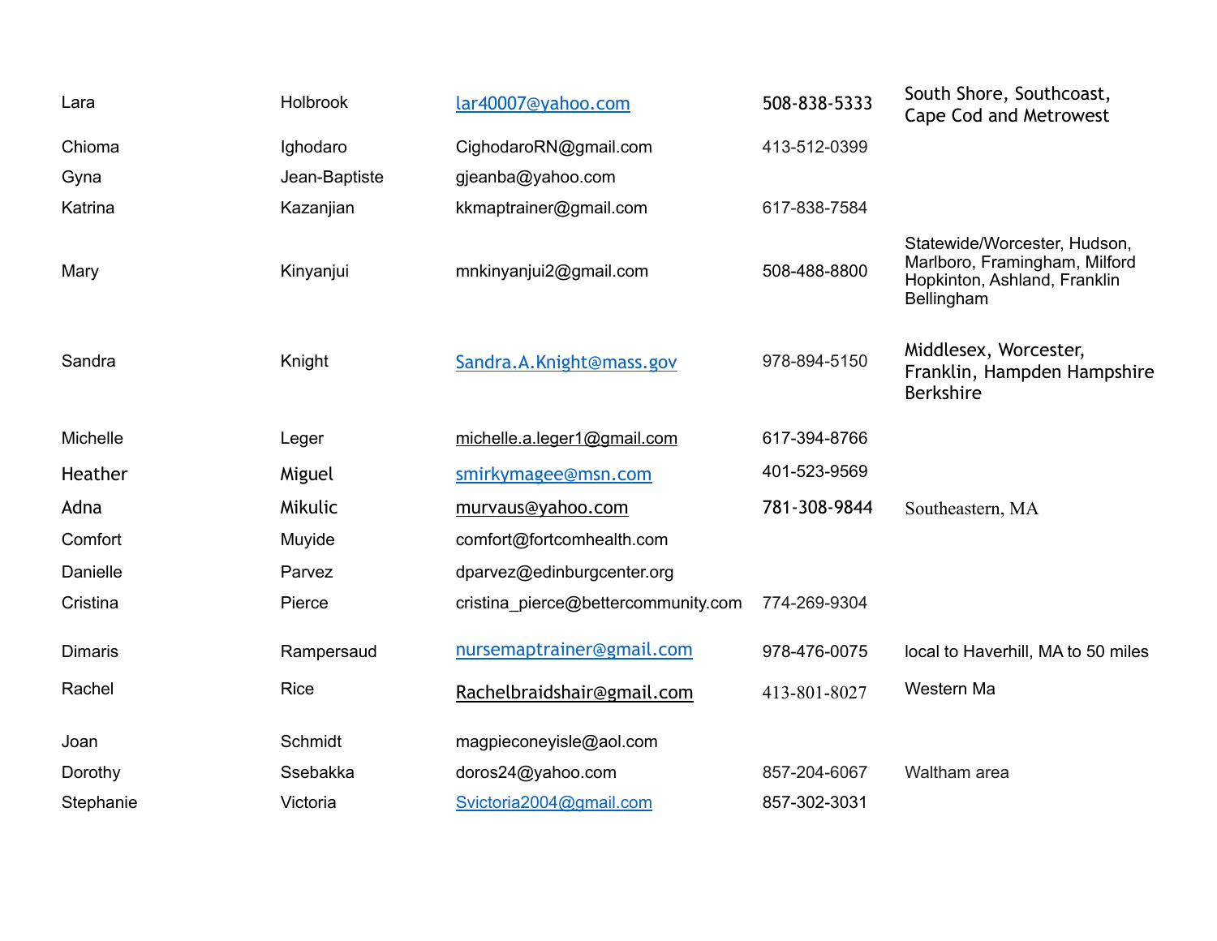| | | | | |
|---|---|---|---|---|
| Lara | Holbrook | lar40007@yahoo.com | 508-838-5333 | South Shore, Southcoast, Cape Cod and Metrowest |
| Chioma | Ighodaro | CighodaroRN@gmail.com | 413-512-0399 | |
| Gyna | Jean-Baptiste | gjeanba@yahoo.com | | |
| Katrina | Kazanjian | kkmaptrainer@gmail.com | 617-838-7584 | |
| Mary | Kinyanjui | mnkinyanjui2@gmail.com | 508-488-8800 | Statewide/Worcester, Hudson, Marlboro, Framingham, Milford Hopkinton, Ashland, Franklin Bellingham |
| Sandra | Knight | Sandra.A.Knight@mass.gov | 978-894-5150 | Middlesex, Worcester, Franklin, Hampden Hampshire Berkshire |
| Michelle | Leger | michelle.a.leger1@gmail.com | 617-394-8766 | |
| Heather | Miguel | smirkymagee@msn.com | 401-523-9569 | |
| Adna | Mikulic | murvaus@yahoo.com | 781-308-9844 | Southeastern, MA |
| Comfort | Muyide | comfort@fortcomhealth.com | | |
| Danielle | Parvez | dparvez@edinburgcenter.org | | |
| Cristina | Pierce | cristina_pierce@bettercommunity.com | 774-269-9304 | |
| Dimaris | Rampersaud | nursemaptrainer@gmail.com | 978-476-0075 | local to Haverhill, MA to 50 miles |
| Rachel | Rice | Rachelbraidshair@gmail.com | 413-801-8027 | Western Ma |
| Joan | Schmidt | magpieconeyisle@aol.com | | |
| Dorothy | Ssebakka | doros24@yahoo.com | 857-204-6067 | Waltham area |
| Stephanie | Victoria | Svictoria2004@gmail.com | 857-302-3031 | |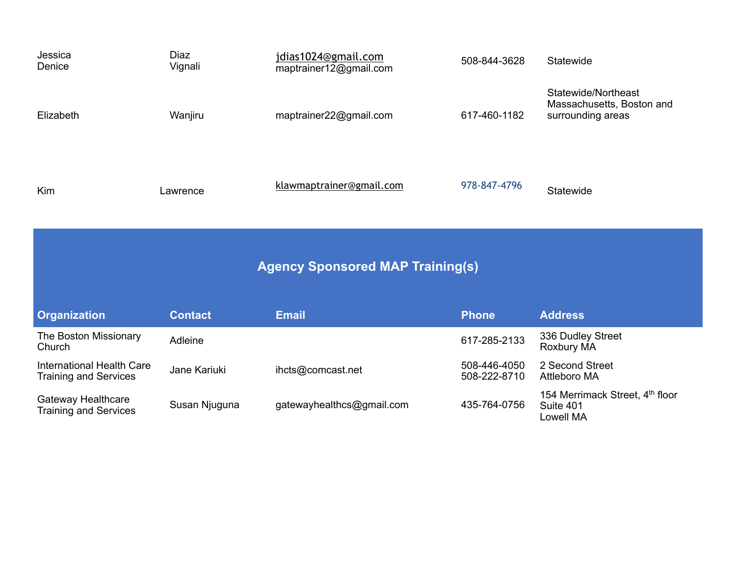| | | | | |
|---|---|---|---|---|
| Jessica<br>Denice | Diaz<br>Vignali | jdias1024@gmail.com<br>maptrainer12@gmail.com | 508-844-3628 | Statewide |
| Elizabeth | Wanjiru | maptrainer22@gmail.com | 617-460-1182 | Statewide/Northeast Massachusetts, Boston and surrounding areas |
| Kim | Lawrence | klawmaptrainer@gmail.com | 978-847-4796 | Statewide |

## Agency Sponsored MAP Training(s)

| Organization | Contact | Email | Phone | Address |
|---|---|---|---|---|
| The Boston Missionary Church | Adleine | | 617-285-2133 | 336 Dudley Street<br>Roxbury MA |
| International Health Care Training and Services | Jane Kariuki | ihcts@comcast.net | 508-446-4050<br>508-222-8710 | 2 Second Street<br>Attleboro MA |
| Gateway Healthcare Training and Services | Susan Njuguna | gatewayhealthcs@gmail.com | 435-764-0756 | 154 Merrimack Street, 4th floor<br>Suite 401<br>Lowell MA |